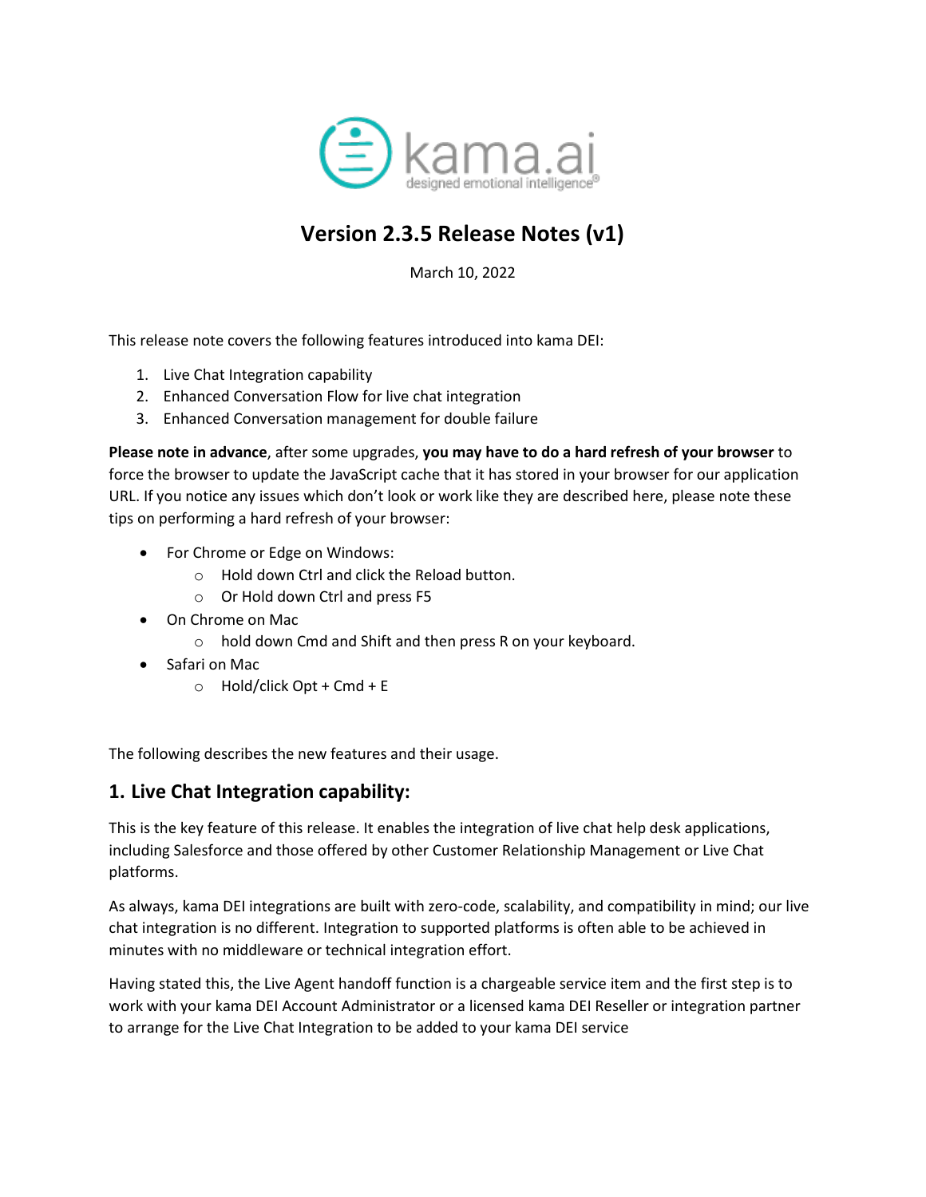# Version 2.3.5 Release Notes (v1)

March 10, 2022

This release note covers the following features introduced into kama DEI:

1. Live Chat Integration capability
2. Enhanced Conversation Flow for live chat integration
3. Enhanced Conversation management for double failure

**Please note in advance**, after some upgrades, **you may have to do a hard refresh of your browser** to force the browser to update the JavaScript cache that it has stored in your browser for our application URL. If you notice any issues which don't look or work like they are described here, please note these tips on performing a hard refresh of your browser:

- For Chrome or Edge on Windows:
  - Hold down Ctrl and click the Reload button.
  - Or Hold down Ctrl and press F5
- On Chrome on Mac
  - hold down Cmd and Shift and then press R on your keyboard.
- Safari on Mac
  - Hold/click Opt + Cmd + E

The following describes the new features and their usage.

## 1. Live Chat Integration capability:

This is the key feature of this release. It enables the integration of live chat help desk applications, including Salesforce and those offered by other Customer Relationship Management or Live Chat platforms.

As always, kama DEI integrations are built with zero-code, scalability, and compatibility in mind; our live chat integration is no different. Integration to supported platforms is often able to be achieved in minutes with no middleware or technical integration effort.

Having stated this, the Live Agent handoff function is a chargeable service item and the first step is to work with your kama DEI Account Administrator or a licensed kama DEI Reseller or integration partner to arrange for the Live Chat Integration to be added to your kama DEI service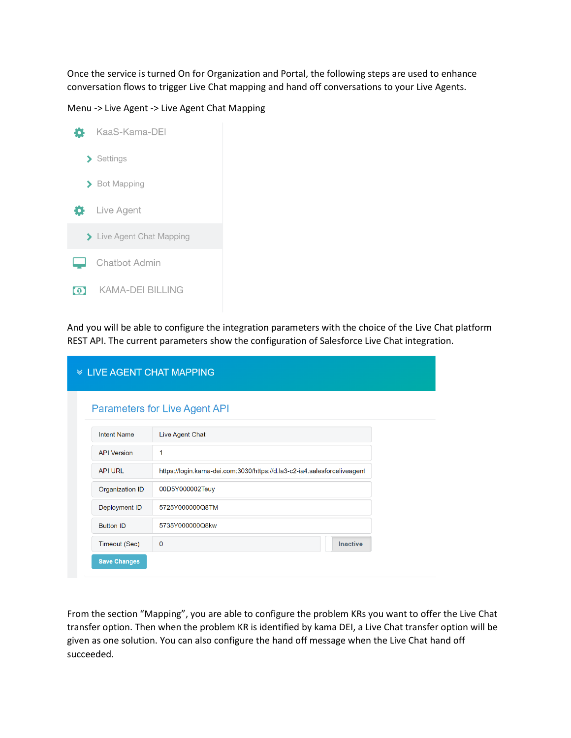Once the service is turned On for Organization and Portal, the following steps are used to enhance conversation flows to trigger Live Chat mapping and hand off conversations to your Live Agents.

Menu -> Live Agent -> Live Agent Chat Mapping

- KaaS-Kama-DEI
  - Settings
  - Bot Mapping
- Live Agent
  - Live Agent Chat Mapping
- Chatbot Admin
- KAMA-DEI BILLING

And you will be able to configure the integration parameters with the choice of the Live Chat platform REST API. The current parameters show the configuration of Salesforce Live Chat integration.

**LIVE AGENT CHAT MAPPING**

**Parameters for Live Agent API**

| Parameter | Value |
| --- | --- |
| Intent Name | Live Agent Chat |
| API Version | 1 |
| API URL | https://login.kama-dei.com:3030/https://d.la3-c2-ia4.salesforceliveagent |
| Organization ID | 00D5Y000002Teuy |
| Deployment ID | 5725Y000000Q8TM |
| Button ID | 5735Y000000Q8kw |
| Timeout (Sec) | 0 — Inactive |

Save Changes

From the section "Mapping", you are able to configure the problem KRs you want to offer the Live Chat transfer option. Then when the problem KR is identified by kama DEI, a Live Chat transfer option will be given as one solution. You can also configure the hand off message when the Live Chat hand off succeeded.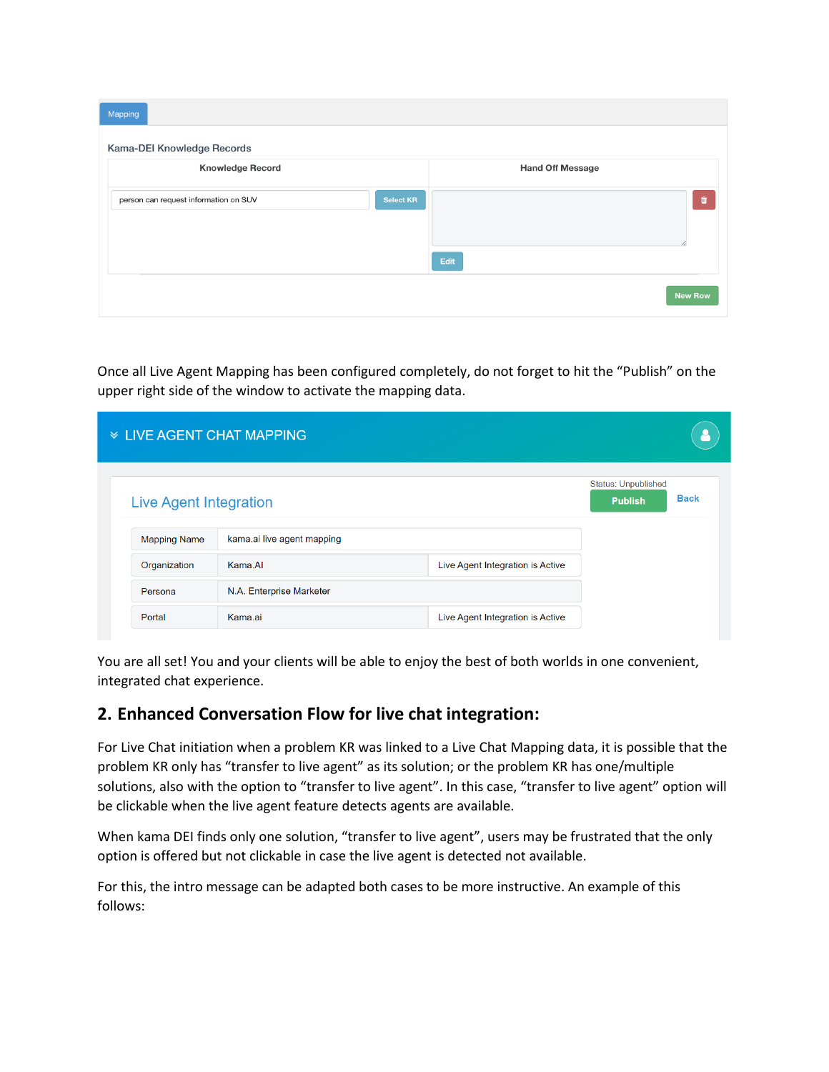Mapping

Kama-DEI Knowledge Records

| Knowledge Record | Hand Off Message |
| --- | --- |
| person can request information on SUV | |

Select KR

Edit

New Row

Once all Live Agent Mapping has been configured completely, do not forget to hit the "Publish" on the upper right side of the window to activate the mapping data.

LIVE AGENT CHAT MAPPING

Live Agent Integration

Status: Unpublished

Publish

Back

| | | |
| --- | --- | --- |
| Mapping Name | kama.ai live agent mapping | |
| Organization | Kama.AI | Live Agent Integration is Active |
| Persona | N.A. Enterprise Marketer | |
| Portal | Kama.ai | Live Agent Integration is Active |

You are all set! You and your clients will be able to enjoy the best of both worlds in one convenient, integrated chat experience.

## 2. Enhanced Conversation Flow for live chat integration:

For Live Chat initiation when a problem KR was linked to a Live Chat Mapping data, it is possible that the problem KR only has "transfer to live agent" as its solution; or the problem KR has one/multiple solutions, also with the option to "transfer to live agent". In this case, "transfer to live agent" option will be clickable when the live agent feature detects agents are available.

When kama DEI finds only one solution, "transfer to live agent", users may be frustrated that the only option is offered but not clickable in case the live agent is detected not available.

For this, the intro message can be adapted both cases to be more instructive. An example of this follows: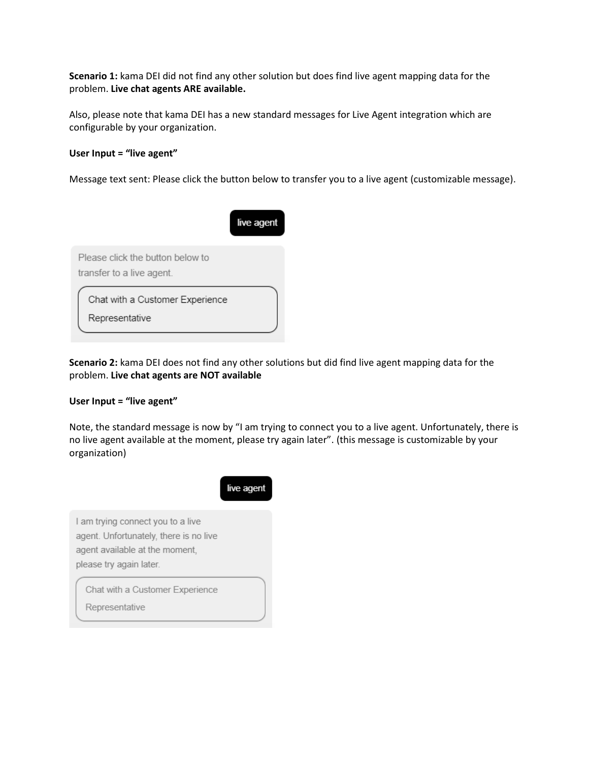**Scenario 1:** kama DEI did not find any other solution but does find live agent mapping data for the problem. **Live chat agents ARE available.**

Also, please note that kama DEI has a new standard messages for Live Agent integration which are configurable by your organization.

**User Input = "live agent"**

Message text sent: Please click the button below to transfer you to a live agent (customizable message).

live agent

Please click the button below to transfer to a live agent.

Chat with a Customer Experience Representative

**Scenario 2:** kama DEI does not find any other solutions but did find live agent mapping data for the problem. **Live chat agents are NOT available**

**User Input = "live agent"**

Note, the standard message is now by "I am trying to connect you to a live agent. Unfortunately, there is no live agent available at the moment, please try again later". (this message is customizable by your organization)

live agent

I am trying connect you to a live agent. Unfortunately, there is no live agent available at the moment, please try again later.

Chat with a Customer Experience Representative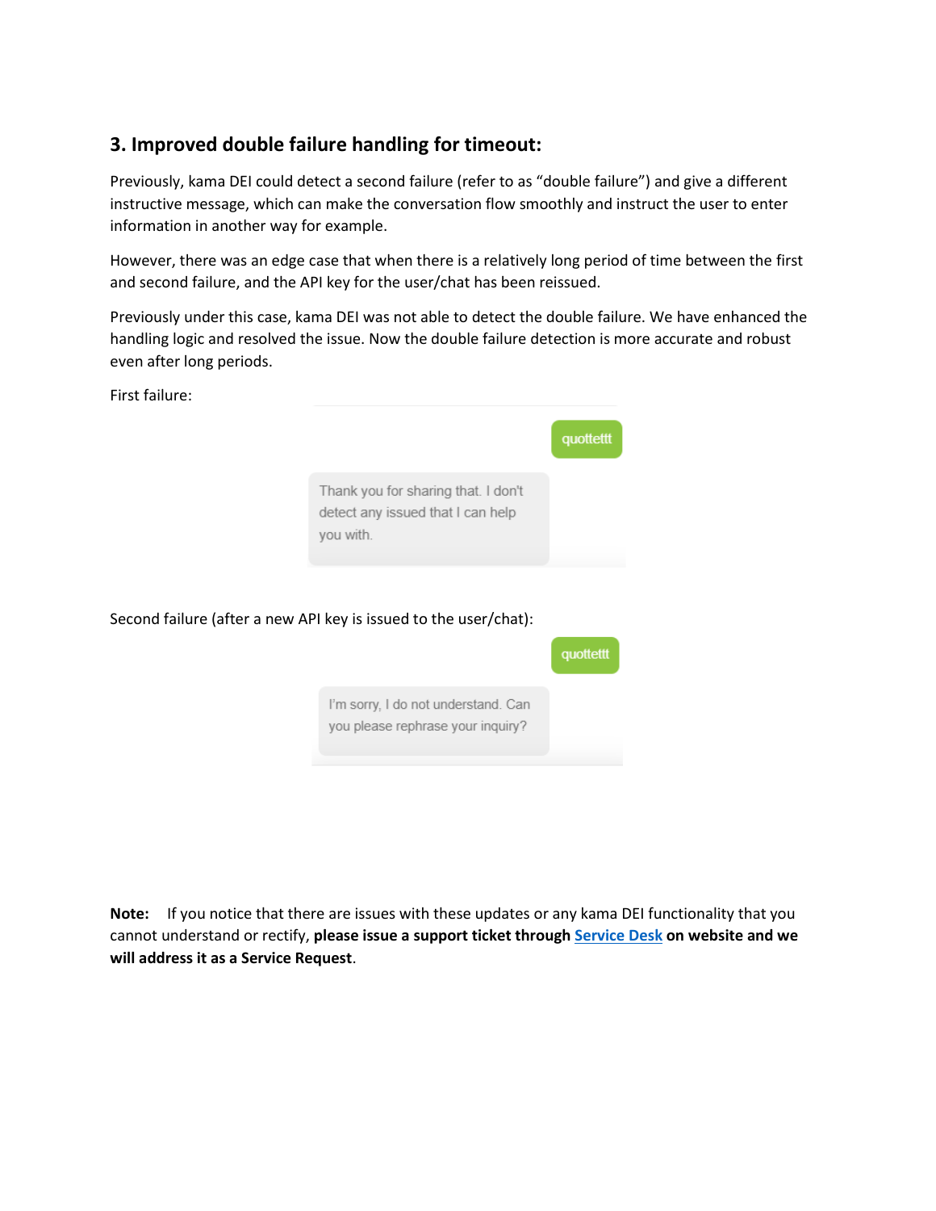### 3. Improved double failure handling for timeout:

Previously, kama DEI could detect a second failure (refer to as "double failure") and give a different instructive message, which can make the conversation flow smoothly and instruct the user to enter information in another way for example.

However, there was an edge case that when there is a relatively long period of time between the first and second failure, and the API key for the user/chat has been reissued.

Previously under this case, kama DEI was not able to detect the double failure. We have enhanced the handling logic and resolved the issue. Now the double failure detection is more accurate and robust even after long periods.

First failure:

quottettt

Thank you for sharing that. I don't detect any issued that I can help you with.

Second failure (after a new API key is issued to the user/chat):

quottettt

I'm sorry, I do not understand. Can you please rephrase your inquiry?

**Note:** If you notice that there are issues with these updates or any kama DEI functionality that you cannot understand or rectify, **please issue a support ticket through Service Desk on website and we will address it as a Service Request**.